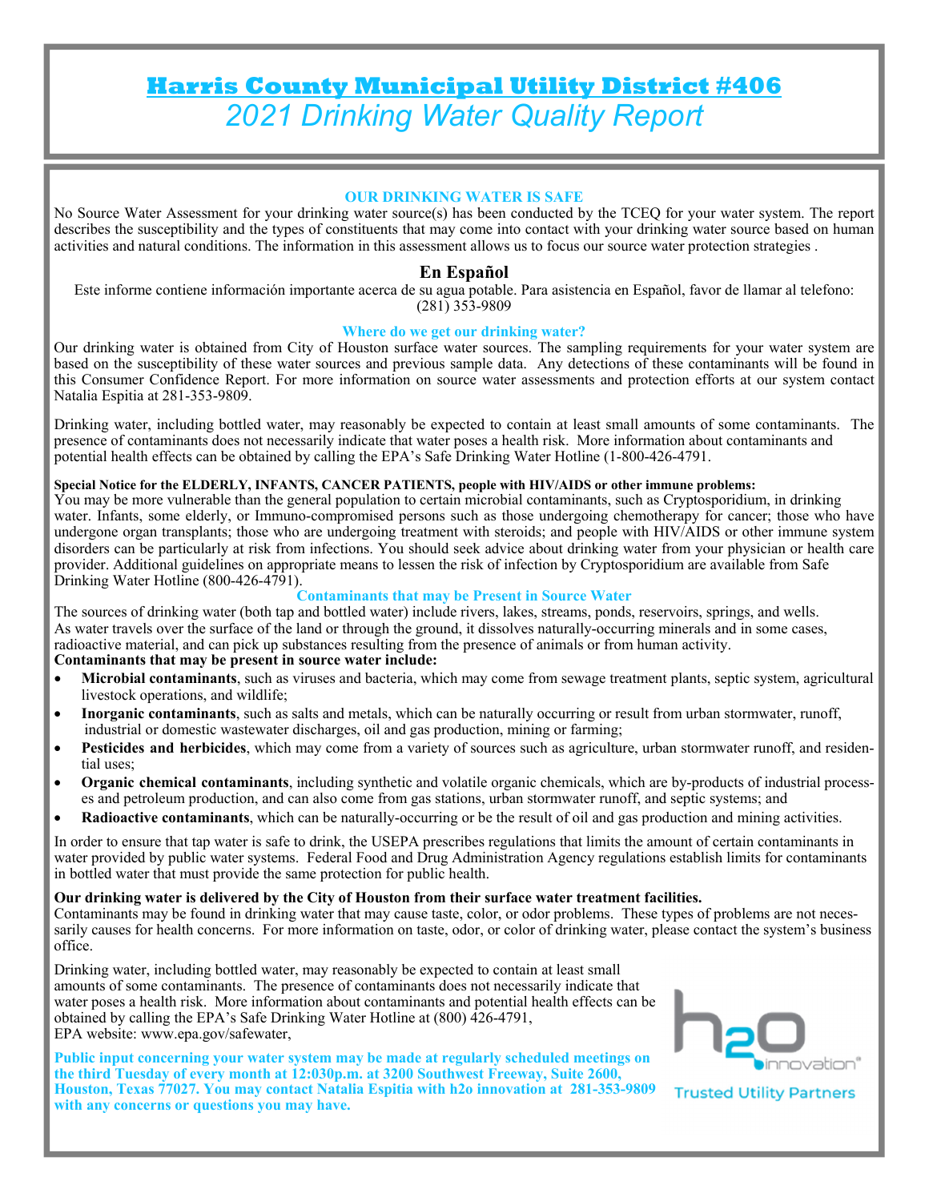# Harris County Municipal Utility District #406

## *2021 Drinking Water Quality Report*

### OUR DRINKING WATER IS SAFE

No Source Water Assessment for your drinking water source(s) has been conducted by the TCEQ for your water system. The report describes the susceptibility and the types of constituents that may come into contact with your drinking water source based on human activities and natural conditions. The information in this assessment allows us to focus our source water protection strategies .

### En Español

Este informe contiene información importante acerca de su agua potable. Para asistencia en Español, favor de llamar al telefono: (281) 353-9809

### Where do we get our drinking water?

Our drinking water is obtained from City of Houston surface water sources. The sampling requirements for your water system are based on the susceptibility of these water sources and previous sample data. Any detections of these contaminants will be found in this Consumer Confidence Report. For more information on source water assessments and protection efforts at our system contact Natalia Espitia at 281-353-9809.

Drinking water, including bottled water, may reasonably be expected to contain at least small amounts of some contaminants. The presence of contaminants does not necessarily indicate that water poses a health risk. More information about contaminants and potential health effects can be obtained by calling the EPA's Safe Drinking Water Hotline (1-800-426-4791.

**Special Notice for the ELDERLY, INFANTS, CANCER PATIENTS, people with HIV/AIDS or other immune problems:**

You may be more vulnerable than the general population to certain microbial contaminants, such as Cryptosporidium, in drinking water. Infants, some elderly, or Immuno-compromised persons such as those undergoing chemotherapy for cancer; those who have undergone organ transplants; those who are undergoing treatment with steroids; and people with HIV/AIDS or other immune system disorders can be particularly at risk from infections. You should seek advice about drinking water from your physician or health care provider. Additional guidelines on appropriate means to lessen the risk of infection by Cryptosporidium are available from Safe Drinking Water Hotline (800-426-4791).

### Contaminants that may be Present in Source Water

The sources of drinking water (both tap and bottled water) include rivers, lakes, streams, ponds, reservoirs, springs, and wells. As water travels over the surface of the land or through the ground, it dissolves naturally-occurring minerals and in some cases, radioactive material, and can pick up substances resulting from the presence of animals or from human activity.

**Contaminants that may be present in source water include:**

- **Microbial contaminants**, such as viruses and bacteria, which may come from sewage treatment plants, septic system, agricultural livestock operations, and wildlife;
- **Inorganic contaminants**, such as salts and metals, which can be naturally occurring or result from urban stormwater, runoff, industrial or domestic wastewater discharges, oil and gas production, mining or farming;
- **Pesticides and herbicides**, which may come from a variety of sources such as agriculture, urban stormwater runoff, and residential uses;
- **Organic chemical contaminants**, including synthetic and volatile organic chemicals, which are by-products of industrial processes and petroleum production, and can also come from gas stations, urban stormwater runoff, and septic systems; and
- **Radioactive contaminants**, which can be naturally-occurring or be the result of oil and gas production and mining activities.

In order to ensure that tap water is safe to drink, the USEPA prescribes regulations that limits the amount of certain contaminants in water provided by public water systems. Federal Food and Drug Administration Agency regulations establish limits for contaminants in bottled water that must provide the same protection for public health.

**Our drinking water is delivered by the City of Houston from their surface water treatment facilities.**

Contaminants may be found in drinking water that may cause taste, color, or odor problems. These types of problems are not necessarily causes for health concerns. For more information on taste, odor, or color of drinking water, please contact the system's business office.

Drinking water, including bottled water, may reasonably be expected to contain at least small amounts of some contaminants. The presence of contaminants does not necessarily indicate that water poses a health risk. More information about contaminants and potential health effects can be obtained by calling the EPA's Safe Drinking Water Hotline at (800) 426-4791, EPA website: www.epa.gov/safewater,

**Public input concerning your water system may be made at regularly scheduled meetings on the third Tuesday of every month at 12:030p.m. at 3200 Southwest Freeway, Suite 2600, Houston, Texas 77027. You may contact Natalia Espitia with h2o innovation at 281-353-9809 with any concerns or questions you may have.**

h2O innovation®
Trusted Utility Partners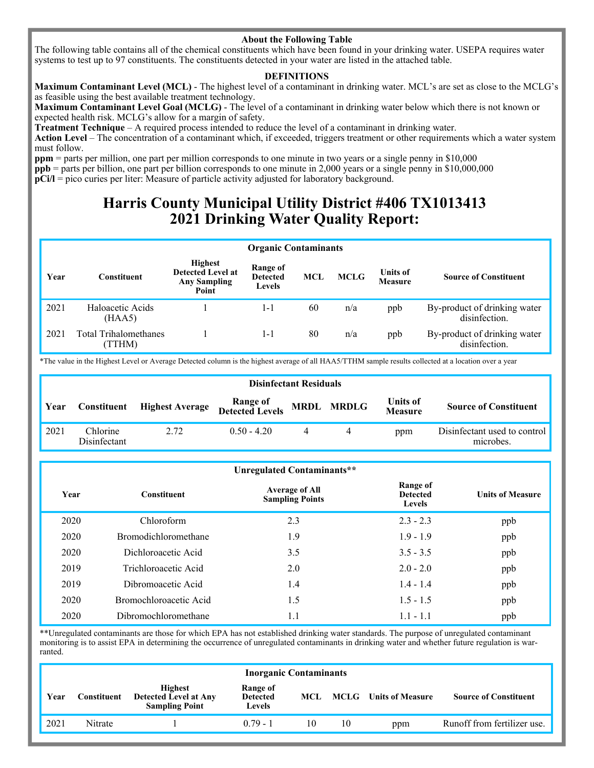**About the Following Table**

The following table contains all of the chemical constituents which have been found in your drinking water. USEPA requires water systems to test up to 97 constituents. The constituents detected in your water are listed in the attached table.

**DEFINITIONS**

**Maximum Contaminant Level (MCL)** - The highest level of a contaminant in drinking water. MCL's are set as close to the MCLG's as feasible using the best available treatment technology.

**Maximum Contaminant Level Goal (MCLG)** - The level of a contaminant in drinking water below which there is not known or expected health risk. MCLG's allow for a margin of safety.

**Treatment Technique** – A required process intended to reduce the level of a contaminant in drinking water.

**Action Level** – The concentration of a contaminant which, if exceeded, triggers treatment or other requirements which a water system must follow.

**ppm** = parts per million, one part per million corresponds to one minute in two years or a single penny in $10,000

**ppb** = parts per billion, one part per billion corresponds to one minute in 2,000 years or a single penny in $10,000,000

**pCi/l** = pico curies per liter: Measure of particle activity adjusted for laboratory background.

# Harris County Municipal Utility District #406 TX1013413
# 2021 Drinking Water Quality Report:

**Organic Contaminants**

| Year | Constituent | Highest Detected Level at Any Sampling Point | Range of Detected Levels | MCL | MCLG | Units of Measure | Source of Constituent |
|---|---|---|---|---|---|---|---|
| 2021 | Haloacetic Acids (HAA5) | 1 | 1-1 | 60 | n/a | ppb | By-product of drinking water disinfection. |
| 2021 | Total Trihalomethanes (TTHM) | 1 | 1-1 | 80 | n/a | ppb | By-product of drinking water disinfection. |

*The value in the Highest Level or Average Detected column is the highest average of all HAA5/TTHM sample results collected at a location over a year

**Disinfectant Residuals**

| Year | Constituent | Highest Average | Range of Detected Levels | MRDL | MRDLG | Units of Measure | Source of Constituent |
|---|---|---|---|---|---|---|---|
| 2021 | Chlorine Disinfectant | 2.72 | 0.50 - 4.20 | 4 | 4 | ppm | Disinfectant used to control microbes. |

**Unregulated Contaminants****

| Year | Constituent | Average of All Sampling Points | Range of Detected Levels | Units of Measure |
|---|---|---|---|---|
| 2020 | Chloroform | 2.3 | 2.3 - 2.3 | ppb |
| 2020 | Bromodichloromethane | 1.9 | 1.9 - 1.9 | ppb |
| 2020 | Dichloroacetic Acid | 3.5 | 3.5 - 3.5 | ppb |
| 2019 | Trichloroacetic Acid | 2.0 | 2.0 - 2.0 | ppb |
| 2019 | Dibromoacetic Acid | 1.4 | 1.4 - 1.4 | ppb |
| 2020 | Bromochloroacetic Acid | 1.5 | 1.5 - 1.5 | ppb |
| 2020 | Dibromochloromethane | 1.1 | 1.1 - 1.1 | ppb |

**Unregulated contaminants are those for which EPA has not established drinking water standards. The purpose of unregulated contaminant monitoring is to assist EPA in determining the occurrence of unregulated contaminants in drinking water and whether future regulation is warranted.

**Inorganic Contaminants**

| Year | Constituent | Highest Detected Level at Any Sampling Point | Range of Detected Levels | MCL | MCLG | Units of Measure | Source of Constituent |
|---|---|---|---|---|---|---|---|
| 2021 | Nitrate | 1 | 0.79 - 1 | 10 | 10 | ppm | Runoff from fertilizer use. |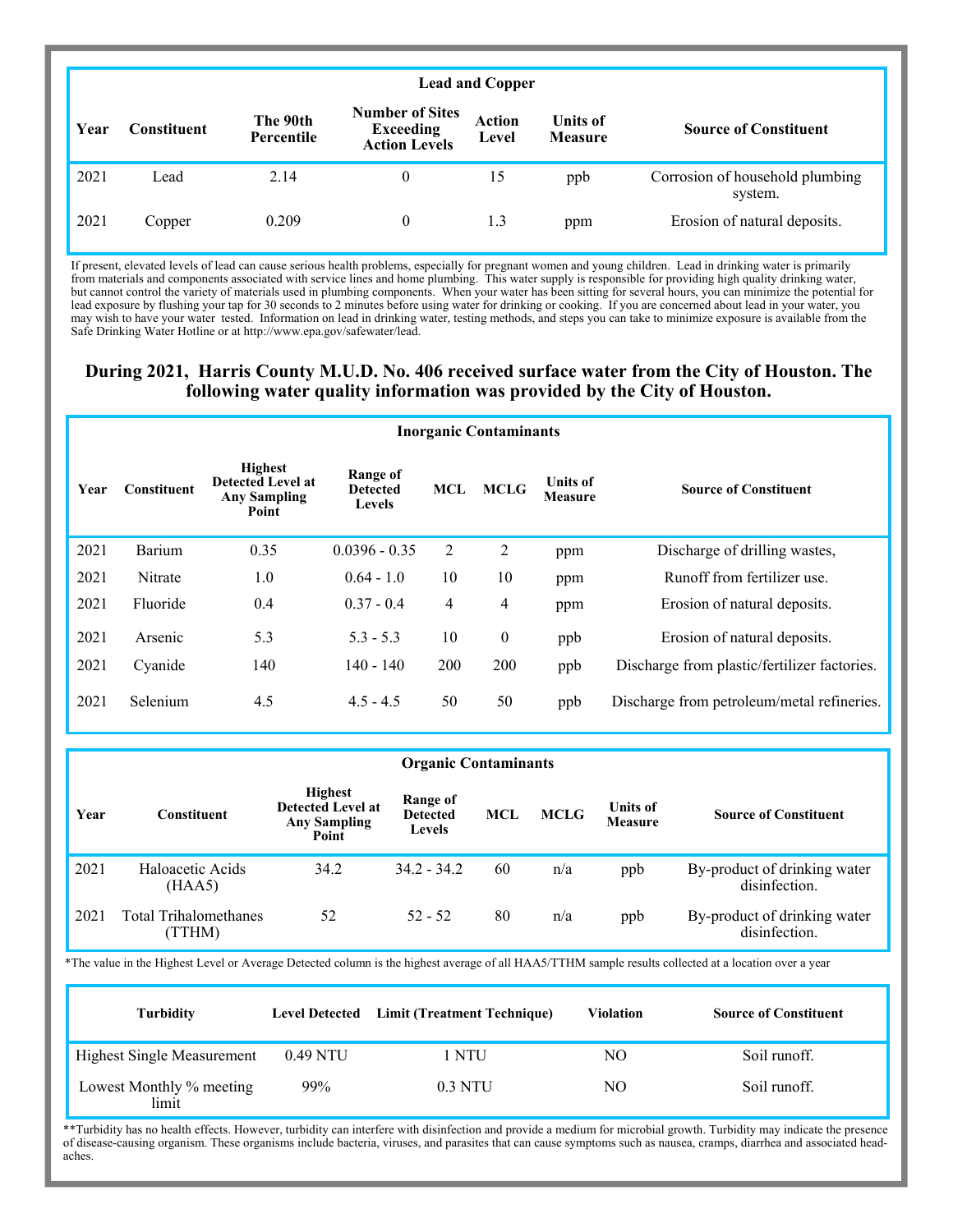| Lead and Copper | | | | | | |
|---|---|---|---|---|---|---|
| Year | Constituent | The 90th Percentile | Number of Sites Exceeding Action Levels | Action Level | Units of Measure | Source of Constituent |
| 2021 | Lead | 2.14 | 0 | 15 | ppb | Corrosion of household plumbing system. |
| 2021 | Copper | 0.209 | 0 | 1.3 | ppm | Erosion of natural deposits. |

If present, elevated levels of lead can cause serious health problems, especially for pregnant women and young children. Lead in drinking water is primarily from materials and components associated with service lines and home plumbing. This water supply is responsible for providing high quality drinking water, but cannot control the variety of materials used in plumbing components. When your water has been sitting for several hours, you can minimize the potential for lead exposure by flushing your tap for 30 seconds to 2 minutes before using water for drinking or cooking. If you are concerned about lead in your water, you may wish to have your water tested. Information on lead in drinking water, testing methods, and steps you can take to minimize exposure is available from the Safe Drinking Water Hotline or at http://www.epa.gov/safewater/lead.

## During 2021, Harris County M.U.D. No. 406 received surface water from the City of Houston. The following water quality information was provided by the City of Houston.

| Inorganic Contaminants | | | | | | | |
|---|---|---|---|---|---|---|---|
| Year | Constituent | Highest Detected Level at Any Sampling Point | Range of Detected Levels | MCL | MCLG | Units of Measure | Source of Constituent |
| 2021 | Barium | 0.35 | 0.0396 - 0.35 | 2 | 2 | ppm | Discharge of drilling wastes, |
| 2021 | Nitrate | 1.0 | 0.64 - 1.0 | 10 | 10 | ppm | Runoff from fertilizer use. |
| 2021 | Fluoride | 0.4 | 0.37 - 0.4 | 4 | 4 | ppm | Erosion of natural deposits. |
| 2021 | Arsenic | 5.3 | 5.3 - 5.3 | 10 | 0 | ppb | Erosion of natural deposits. |
| 2021 | Cyanide | 140 | 140 - 140 | 200 | 200 | ppb | Discharge from plastic/fertilizer factories. |
| 2021 | Selenium | 4.5 | 4.5 - 4.5 | 50 | 50 | ppb | Discharge from petroleum/metal refineries. |

| Organic Contaminants | | | | | | | |
|---|---|---|---|---|---|---|---|
| Year | Constituent | Highest Detected Level at Any Sampling Point | Range of Detected Levels | MCL | MCLG | Units of Measure | Source of Constituent |
| 2021 | Haloacetic Acids (HAA5) | 34.2 | 34.2 - 34.2 | 60 | n/a | ppb | By-product of drinking water disinfection. |
| 2021 | Total Trihalomethanes (TTHM) | 52 | 52 - 52 | 80 | n/a | ppb | By-product of drinking water disinfection. |

*The value in the Highest Level or Average Detected column is the highest average of all HAA5/TTHM sample results collected at a location over a year

| Turbidity | Level Detected | Limit (Treatment Technique) | Violation | Source of Constituent |
|---|---|---|---|---|
| Highest Single Measurement | 0.49 NTU | 1 NTU | NO | Soil runoff. |
| Lowest Monthly % meeting limit | 99% | 0.3 NTU | NO | Soil runoff. |

**Turbidity has no health effects. However, turbidity can interfere with disinfection and provide a medium for microbial growth. Turbidity may indicate the presence of disease-causing organism. These organisms include bacteria, viruses, and parasites that can cause symptoms such as nausea, cramps, diarrhea and associated headaches.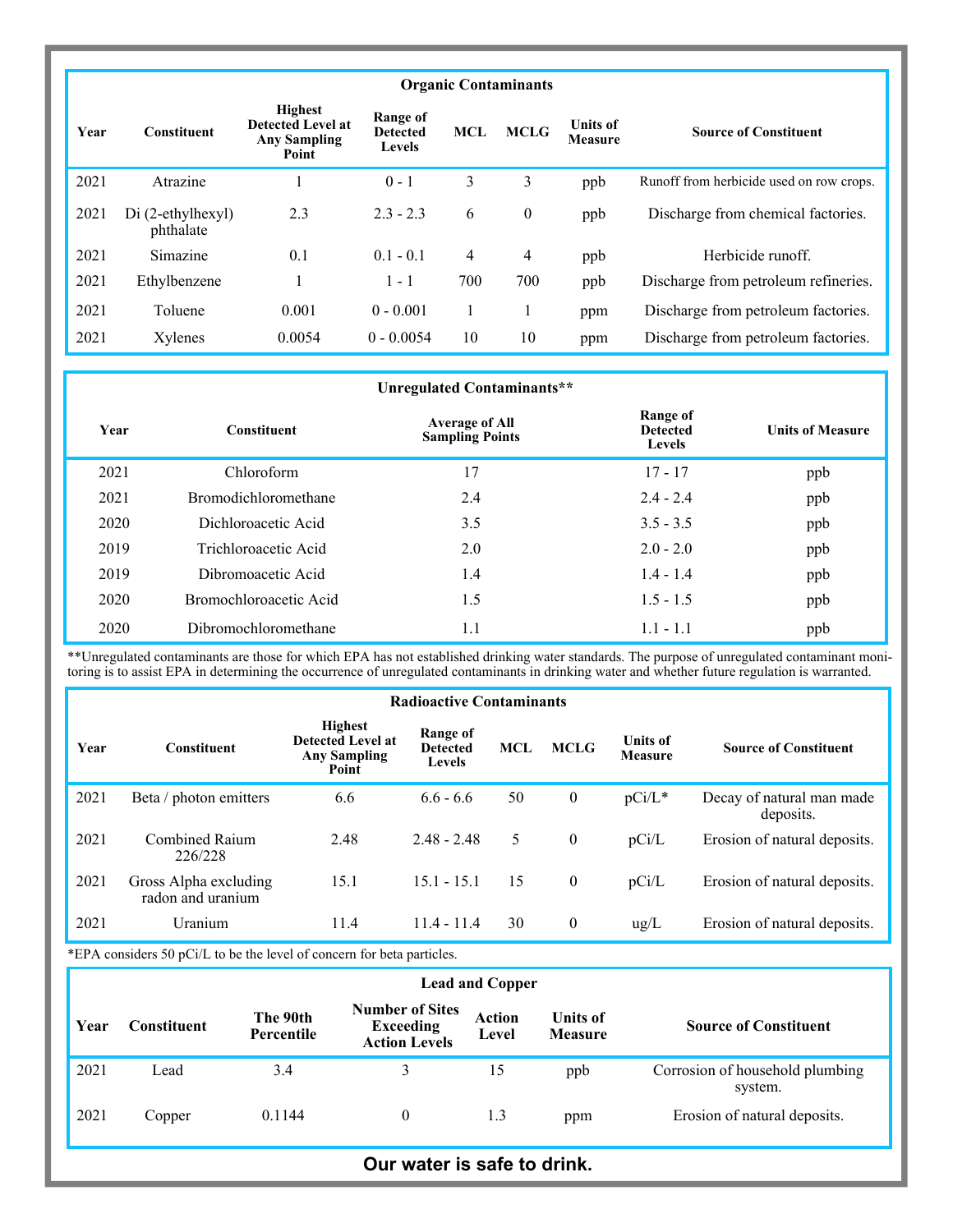### Organic Contaminants

| Year | Constituent | Highest Detected Level at Any Sampling Point | Range of Detected Levels | MCL | MCLG | Units of Measure | Source of Constituent |
|---|---|---|---|---|---|---|---|
| 2021 | Atrazine | 1 | 0 - 1 | 3 | 3 | ppb | Runoff from herbicide used on row crops. |
| 2021 | Di (2-ethylhexyl) phthalate | 2.3 | 2.3 - 2.3 | 6 | 0 | ppb | Discharge from chemical factories. |
| 2021 | Simazine | 0.1 | 0.1 - 0.1 | 4 | 4 | ppb | Herbicide runoff. |
| 2021 | Ethylbenzene | 1 | 1 - 1 | 700 | 700 | ppb | Discharge from petroleum refineries. |
| 2021 | Toluene | 0.001 | 0 - 0.001 | 1 | 1 | ppm | Discharge from petroleum factories. |
| 2021 | Xylenes | 0.0054 | 0 - 0.0054 | 10 | 10 | ppm | Discharge from petroleum factories. |

### Unregulated Contaminants**

| Year | Constituent | Average of All Sampling Points | Range of Detected Levels | Units of Measure |
|---|---|---|---|---|
| 2021 | Chloroform | 17 | 17 - 17 | ppb |
| 2021 | Bromodichloromethane | 2.4 | 2.4 - 2.4 | ppb |
| 2020 | Dichloroacetic Acid | 3.5 | 3.5 - 3.5 | ppb |
| 2019 | Trichloroacetic Acid | 2.0 | 2.0 - 2.0 | ppb |
| 2019 | Dibromoacetic Acid | 1.4 | 1.4 - 1.4 | ppb |
| 2020 | Bromochloroacetic Acid | 1.5 | 1.5 - 1.5 | ppb |
| 2020 | Dibromochloromethane | 1.1 | 1.1 - 1.1 | ppb |

**Unregulated contaminants are those for which EPA has not established drinking water standards. The purpose of unregulated contaminant monitoring is to assist EPA in determining the occurrence of unregulated contaminants in drinking water and whether future regulation is warranted.

### Radioactive Contaminants

| Year | Constituent | Highest Detected Level at Any Sampling Point | Range of Detected Levels | MCL | MCLG | Units of Measure | Source of Constituent |
|---|---|---|---|---|---|---|---|
| 2021 | Beta / photon emitters | 6.6 | 6.6 - 6.6 | 50 | 0 | pCi/L* | Decay of natural man made deposits. |
| 2021 | Combined Raium 226/228 | 2.48 | 2.48 - 2.48 | 5 | 0 | pCi/L | Erosion of natural deposits. |
| 2021 | Gross Alpha excluding radon and uranium | 15.1 | 15.1 - 15.1 | 15 | 0 | pCi/L | Erosion of natural deposits. |
| 2021 | Uranium | 11.4 | 11.4 - 11.4 | 30 | 0 | ug/L | Erosion of natural deposits. |

*EPA considers 50 pCi/L to be the level of concern for beta particles.

### Lead and Copper

| Year | Constituent | The 90th Percentile | Number of Sites Exceeding Action Levels | Action Level | Units of Measure | Source of Constituent |
|---|---|---|---|---|---|---|
| 2021 | Lead | 3.4 | 3 | 15 | ppb | Corrosion of household plumbing system. |
| 2021 | Copper | 0.1144 | 0 | 1.3 | ppm | Erosion of natural deposits. |

**Our water is safe to drink.**